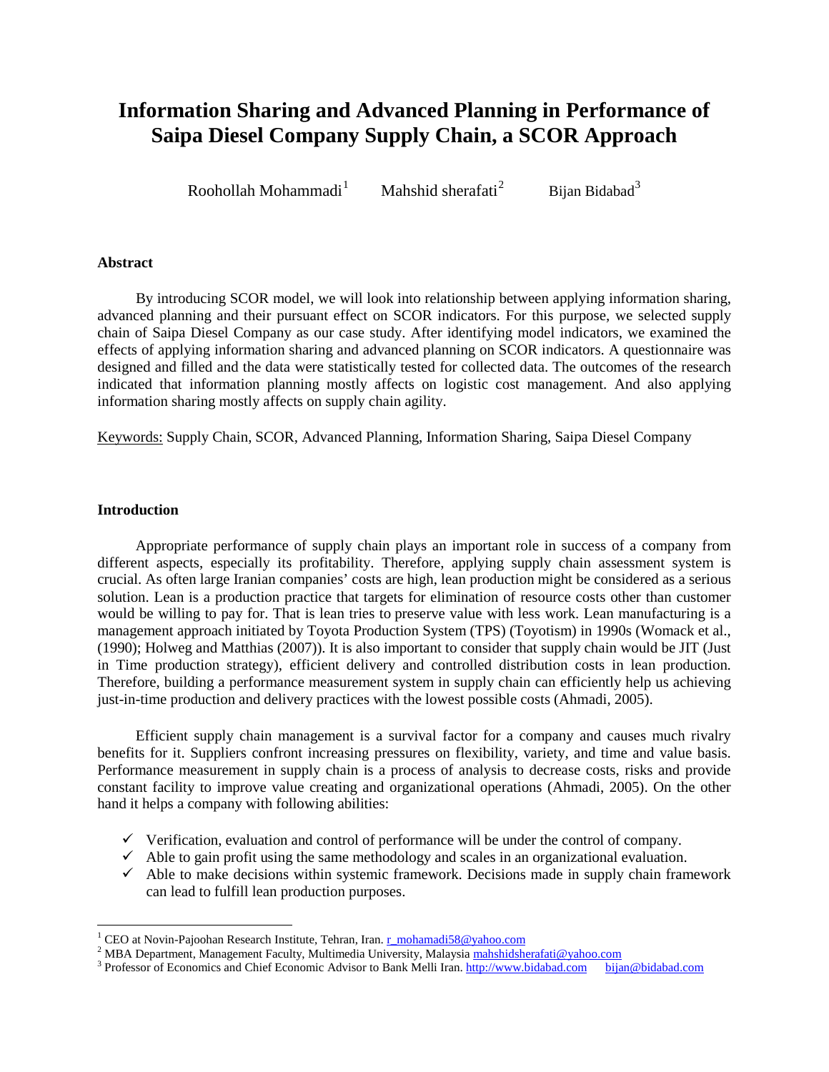# Information Sharing and Advanced Planning in Performance of Saipa Diesel Company Supply Chain, a SCOR Approach

Roohollah Mohammadi[1] Mahshid sherafati[2] Bijan Bidabad[3]

## Abstract

By introducing SCOR model, we will look into relationship between applying information sharing, advanced planning and their pursuant effect on SCOR indicators. For this purpose, we selected supply chain of Saipa Diesel Company as our case study. After identifying model indicators, we examined the effects of applying information sharing and advanced planning on SCOR indicators. A questionnaire was designed and filled and the data were statistically tested for collected data. The outcomes of the research indicated that information planning mostly affects on logistic cost management. And also applying information sharing mostly affects on supply chain agility.

Keywords: Supply Chain, SCOR, Advanced Planning, Information Sharing, Saipa Diesel Company

## Introduction

Appropriate performance of supply chain plays an important role in success of a company from different aspects, especially its profitability. Therefore, applying supply chain assessment system is crucial. As often large Iranian companies' costs are high, lean production might be considered as a serious solution. Lean is a production practice that targets for elimination of resource costs other than customer would be willing to pay for. That is lean tries to preserve value with less work. Lean manufacturing is a management approach initiated by Toyota Production System (TPS) (Toyotism) in 1990s (Womack et al., (1990); Holweg and Matthias (2007)). It is also important to consider that supply chain would be JIT (Just in Time production strategy), efficient delivery and controlled distribution costs in lean production. Therefore, building a performance measurement system in supply chain can efficiently help us achieving just-in-time production and delivery practices with the lowest possible costs (Ahmadi, 2005).

Efficient supply chain management is a survival factor for a company and causes much rivalry benefits for it. Suppliers confront increasing pressures on flexibility, variety, and time and value basis. Performance measurement in supply chain is a process of analysis to decrease costs, risks and provide constant facility to improve value creating and organizational operations (Ahmadi, 2005). On the other hand it helps a company with following abilities:

- Verification, evaluation and control of performance will be under the control of company.
- Able to gain profit using the same methodology and scales in an organizational evaluation.
- Able to make decisions within systemic framework. Decisions made in supply chain framework can lead to fulfill lean production purposes.

---

[1] CEO at Novin-Pajoohan Research Institute, Tehran, Iran. r_mohamadi58@yahoo.com

[2] MBA Department, Management Faculty, Multimedia University, Malaysia mahshidsherafati@yahoo.com

[3] Professor of Economics and Chief Economic Advisor to Bank Melli Iran. http://www.bidabad.com bijan@bidabad.com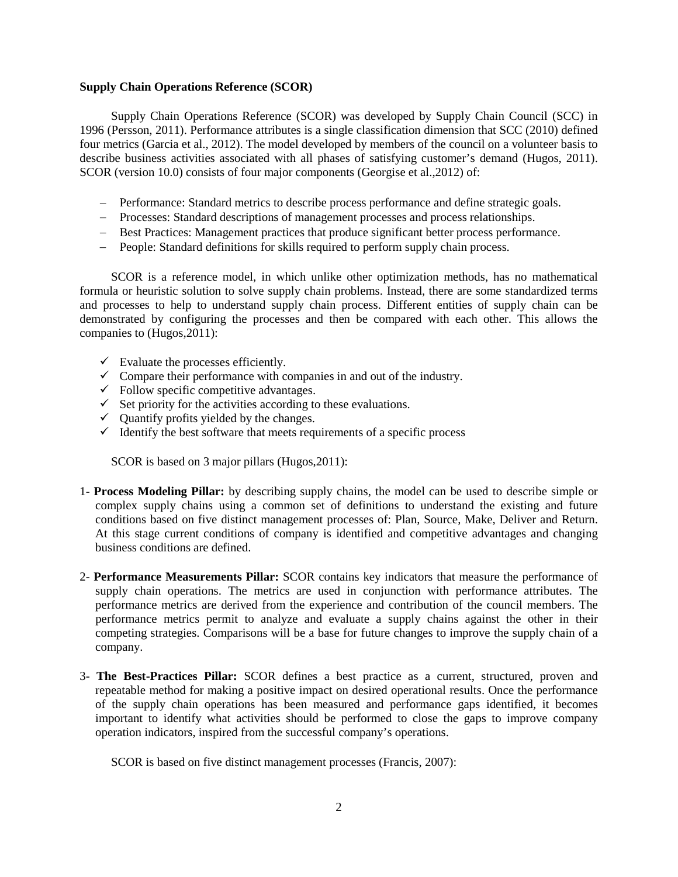**Supply Chain Operations Reference (SCOR)**

Supply Chain Operations Reference (SCOR) was developed by Supply Chain Council (SCC) in 1996 (Persson, 2011). Performance attributes is a single classification dimension that SCC (2010) defined four metrics (Garcia et al., 2012). The model developed by members of the council on a volunteer basis to describe business activities associated with all phases of satisfying customer's demand (Hugos, 2011). SCOR (version 10.0) consists of four major components (Georgise et al.,2012) of:

- Performance: Standard metrics to describe process performance and define strategic goals.
- Processes: Standard descriptions of management processes and process relationships.
- Best Practices: Management practices that produce significant better process performance.
- People: Standard definitions for skills required to perform supply chain process.

SCOR is a reference model, in which unlike other optimization methods, has no mathematical formula or heuristic solution to solve supply chain problems. Instead, there are some standardized terms and processes to help to understand supply chain process. Different entities of supply chain can be demonstrated by configuring the processes and then be compared with each other. This allows the companies to (Hugos,2011):

- ✓ Evaluate the processes efficiently.
- ✓ Compare their performance with companies in and out of the industry.
- ✓ Follow specific competitive advantages.
- ✓ Set priority for the activities according to these evaluations.
- ✓ Quantify profits yielded by the changes.
- ✓ Identify the best software that meets requirements of a specific process

SCOR is based on 3 major pillars (Hugos,2011):

1- **Process Modeling Pillar:** by describing supply chains, the model can be used to describe simple or complex supply chains using a common set of definitions to understand the existing and future conditions based on five distinct management processes of: Plan, Source, Make, Deliver and Return. At this stage current conditions of company is identified and competitive advantages and changing business conditions are defined.

2- **Performance Measurements Pillar:** SCOR contains key indicators that measure the performance of supply chain operations. The metrics are used in conjunction with performance attributes. The performance metrics are derived from the experience and contribution of the council members. The performance metrics permit to analyze and evaluate a supply chains against the other in their competing strategies. Comparisons will be a base for future changes to improve the supply chain of a company.

3- **The Best-Practices Pillar:** SCOR defines a best practice as a current, structured, proven and repeatable method for making a positive impact on desired operational results. Once the performance of the supply chain operations has been measured and performance gaps identified, it becomes important to identify what activities should be performed to close the gaps to improve company operation indicators, inspired from the successful company's operations.

SCOR is based on five distinct management processes (Francis, 2007):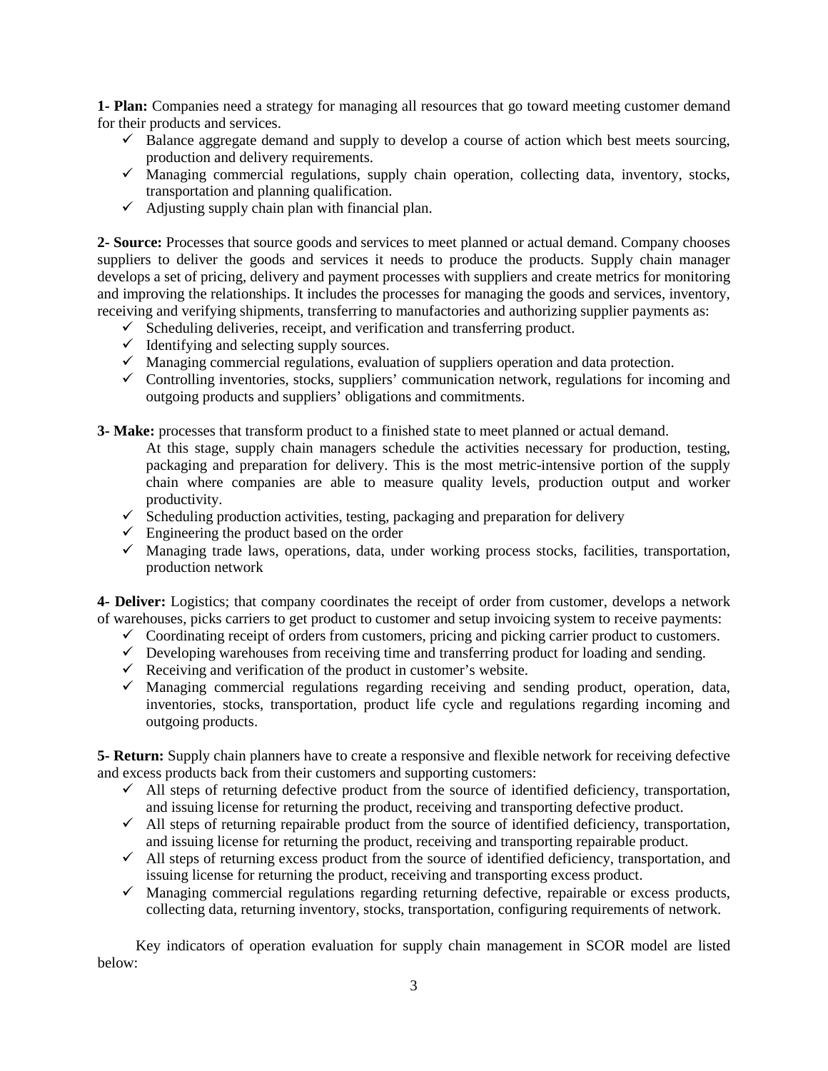**1- Plan:** Companies need a strategy for managing all resources that go toward meeting customer demand for their products and services.

- ✓ Balance aggregate demand and supply to develop a course of action which best meets sourcing, production and delivery requirements.
- ✓ Managing commercial regulations, supply chain operation, collecting data, inventory, stocks, transportation and planning qualification.
- ✓ Adjusting supply chain plan with financial plan.

**2- Source:** Processes that source goods and services to meet planned or actual demand. Company chooses suppliers to deliver the goods and services it needs to produce the products. Supply chain manager develops a set of pricing, delivery and payment processes with suppliers and create metrics for monitoring and improving the relationships. It includes the processes for managing the goods and services, inventory, receiving and verifying shipments, transferring to manufactories and authorizing supplier payments as:

- ✓ Scheduling deliveries, receipt, and verification and transferring product.
- ✓ Identifying and selecting supply sources.
- ✓ Managing commercial regulations, evaluation of suppliers operation and data protection.
- ✓ Controlling inventories, stocks, suppliers' communication network, regulations for incoming and outgoing products and suppliers' obligations and commitments.

**3- Make:** processes that transform product to a finished state to meet planned or actual demand.

At this stage, supply chain managers schedule the activities necessary for production, testing, packaging and preparation for delivery. This is the most metric-intensive portion of the supply chain where companies are able to measure quality levels, production output and worker productivity.

- ✓ Scheduling production activities, testing, packaging and preparation for delivery
- ✓ Engineering the product based on the order
- ✓ Managing trade laws, operations, data, under working process stocks, facilities, transportation, production network

**4- Deliver:** Logistics; that company coordinates the receipt of order from customer, develops a network of warehouses, picks carriers to get product to customer and setup invoicing system to receive payments:

- ✓ Coordinating receipt of orders from customers, pricing and picking carrier product to customers.
- ✓ Developing warehouses from receiving time and transferring product for loading and sending.
- ✓ Receiving and verification of the product in customer's website.
- ✓ Managing commercial regulations regarding receiving and sending product, operation, data, inventories, stocks, transportation, product life cycle and regulations regarding incoming and outgoing products.

**5- Return:** Supply chain planners have to create a responsive and flexible network for receiving defective and excess products back from their customers and supporting customers:

- ✓ All steps of returning defective product from the source of identified deficiency, transportation, and issuing license for returning the product, receiving and transporting defective product.
- ✓ All steps of returning repairable product from the source of identified deficiency, transportation, and issuing license for returning the product, receiving and transporting repairable product.
- ✓ All steps of returning excess product from the source of identified deficiency, transportation, and issuing license for returning the product, receiving and transporting excess product.
- ✓ Managing commercial regulations regarding returning defective, repairable or excess products, collecting data, returning inventory, stocks, transportation, configuring requirements of network.

Key indicators of operation evaluation for supply chain management in SCOR model are listed below: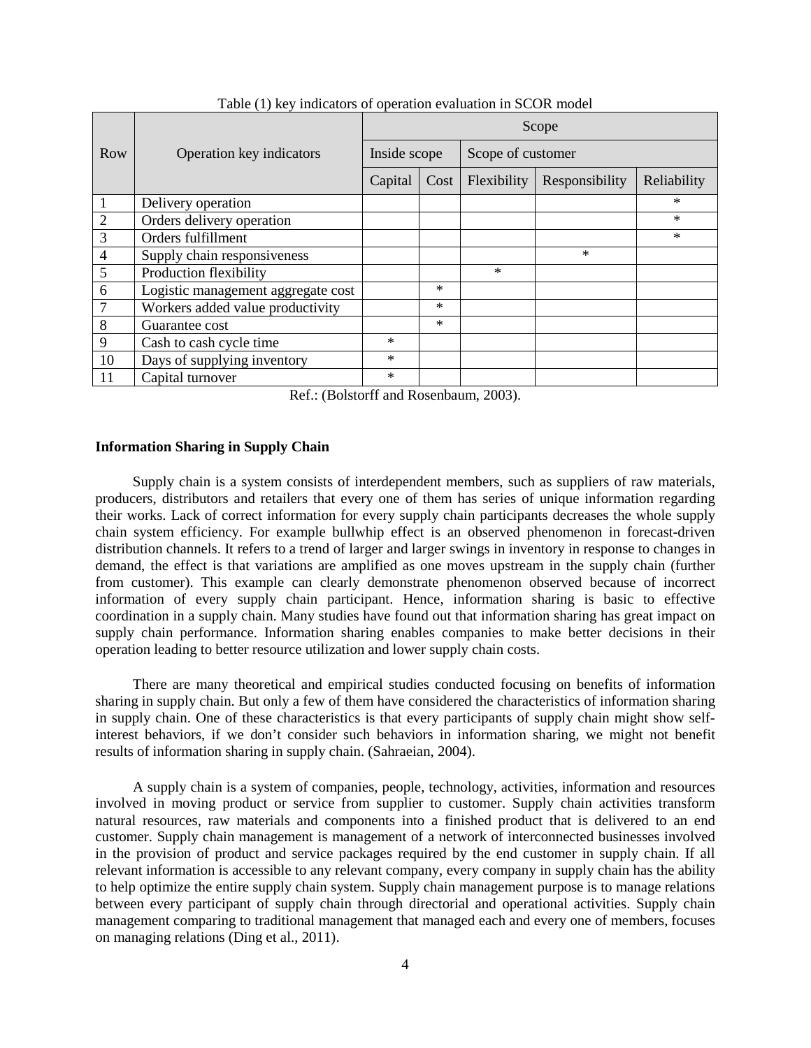Table (1) key indicators of operation evaluation in SCOR model

| Row | Operation key indicators | Scope | | | | |
|---|---|---|---|---|---|---|
| | | Inside scope | | Scope of customer | | |
| | | Capital | Cost | Flexibility | Responsibility | Reliability |
| 1 | Delivery operation | | | | | * |
| 2 | Orders delivery operation | | | | | * |
| 3 | Orders fulfillment | | | | | * |
| 4 | Supply chain responsiveness | | | | * | |
| 5 | Production flexibility | | | * | | |
| 6 | Logistic management aggregate cost | | * | | | |
| 7 | Workers added value productivity | | * | | | |
| 8 | Guarantee cost | | * | | | |
| 9 | Cash to cash cycle time | * | | | | |
| 10 | Days of supplying inventory | * | | | | |
| 11 | Capital turnover | * | | | | |

Ref.: (Bolstorff and Rosenbaum, 2003).

**Information Sharing in Supply Chain**

Supply chain is a system consists of interdependent members, such as suppliers of raw materials, producers, distributors and retailers that every one of them has series of unique information regarding their works. Lack of correct information for every supply chain participants decreases the whole supply chain system efficiency. For example bullwhip effect is an observed phenomenon in forecast-driven distribution channels. It refers to a trend of larger and larger swings in inventory in response to changes in demand, the effect is that variations are amplified as one moves upstream in the supply chain (further from customer). This example can clearly demonstrate phenomenon observed because of incorrect information of every supply chain participant. Hence, information sharing is basic to effective coordination in a supply chain. Many studies have found out that information sharing has great impact on supply chain performance. Information sharing enables companies to make better decisions in their operation leading to better resource utilization and lower supply chain costs.

There are many theoretical and empirical studies conducted focusing on benefits of information sharing in supply chain. But only a few of them have considered the characteristics of information sharing in supply chain. One of these characteristics is that every participants of supply chain might show self-interest behaviors, if we don't consider such behaviors in information sharing, we might not benefit results of information sharing in supply chain. (Sahraeian, 2004).

A supply chain is a system of companies, people, technology, activities, information and resources involved in moving product or service from supplier to customer. Supply chain activities transform natural resources, raw materials and components into a finished product that is delivered to an end customer. Supply chain management is management of a network of interconnected businesses involved in the provision of product and service packages required by the end customer in supply chain. If all relevant information is accessible to any relevant company, every company in supply chain has the ability to help optimize the entire supply chain system. Supply chain management purpose is to manage relations between every participant of supply chain through directorial and operational activities. Supply chain management comparing to traditional management that managed each and every one of members, focuses on managing relations (Ding et al., 2011).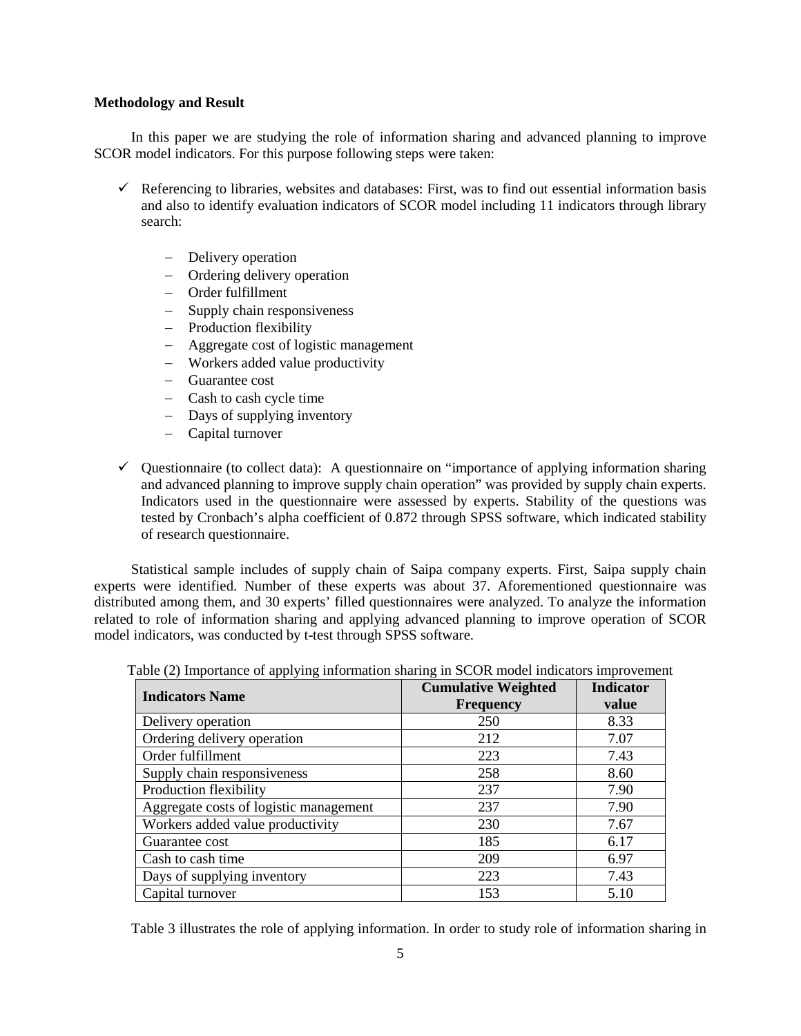**Methodology and Result**

In this paper we are studying the role of information sharing and advanced planning to improve SCOR model indicators. For this purpose following steps were taken:

- ✓ Referencing to libraries, websites and databases: First, was to find out essential information basis and also to identify evaluation indicators of SCOR model including 11 indicators through library search:
  - Delivery operation
  - Ordering delivery operation
  - Order fulfillment
  - Supply chain responsiveness
  - Production flexibility
  - Aggregate cost of logistic management
  - Workers added value productivity
  - Guarantee cost
  - Cash to cash cycle time
  - Days of supplying inventory
  - Capital turnover
- ✓ Questionnaire (to collect data): A questionnaire on "importance of applying information sharing and advanced planning to improve supply chain operation" was provided by supply chain experts. Indicators used in the questionnaire were assessed by experts. Stability of the questions was tested by Cronbach's alpha coefficient of 0.872 through SPSS software, which indicated stability of research questionnaire.

Statistical sample includes of supply chain of Saipa company experts. First, Saipa supply chain experts were identified. Number of these experts was about 37. Aforementioned questionnaire was distributed among them, and 30 experts' filled questionnaires were analyzed. To analyze the information related to role of information sharing and applying advanced planning to improve operation of SCOR model indicators, was conducted by t-test through SPSS software.

Table (2) Importance of applying information sharing in SCOR model indicators improvement

| Indicators Name | Cumulative Weighted Frequency | Indicator value |
|---|---|---|
| Delivery operation | 250 | 8.33 |
| Ordering delivery operation | 212 | 7.07 |
| Order fulfillment | 223 | 7.43 |
| Supply chain responsiveness | 258 | 8.60 |
| Production flexibility | 237 | 7.90 |
| Aggregate costs of logistic management | 237 | 7.90 |
| Workers added value productivity | 230 | 7.67 |
| Guarantee cost | 185 | 6.17 |
| Cash to cash time | 209 | 6.97 |
| Days of supplying inventory | 223 | 7.43 |
| Capital turnover | 153 | 5.10 |

Table 3 illustrates the role of applying information. In order to study role of information sharing in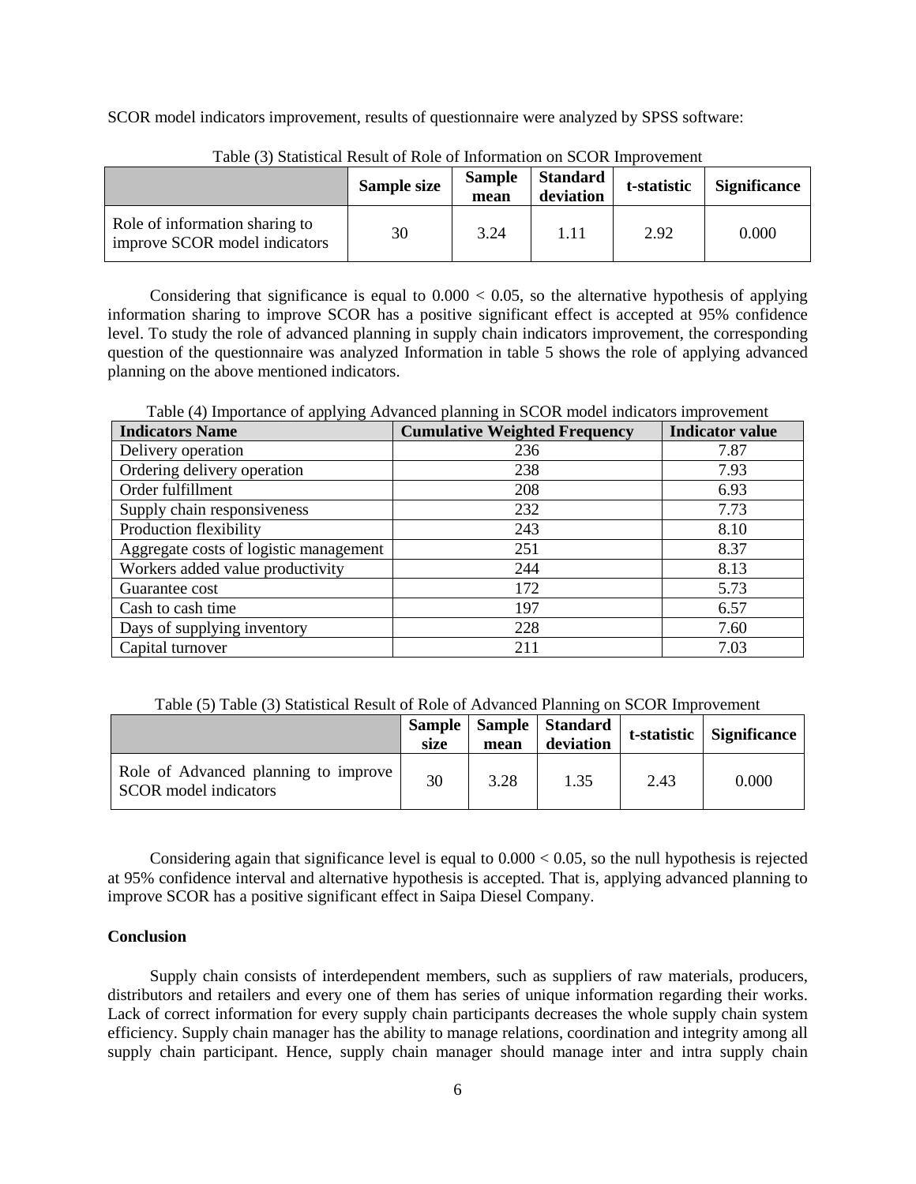SCOR model indicators improvement, results of questionnaire were analyzed by SPSS software:

Table (3) Statistical Result of Role of Information on SCOR Improvement

| | Sample size | Sample mean | Standard deviation | t-statistic | Significance |
|---|---|---|---|---|---|
| Role of information sharing to improve SCOR model indicators | 30 | 3.24 | 1.11 | 2.92 | 0.000 |

Considering that significance is equal to $0.000 < 0.05$, so the alternative hypothesis of applying information sharing to improve SCOR has a positive significant effect is accepted at 95% confidence level. To study the role of advanced planning in supply chain indicators improvement, the corresponding question of the questionnaire was analyzed Information in table 5 shows the role of applying advanced planning on the above mentioned indicators.

Table (4) Importance of applying Advanced planning in SCOR model indicators improvement

| Indicators Name | Cumulative Weighted Frequency | Indicator value |
|---|---|---|
| Delivery operation | 236 | 7.87 |
| Ordering delivery operation | 238 | 7.93 |
| Order fulfillment | 208 | 6.93 |
| Supply chain responsiveness | 232 | 7.73 |
| Production flexibility | 243 | 8.10 |
| Aggregate costs of logistic management | 251 | 8.37 |
| Workers added value productivity | 244 | 8.13 |
| Guarantee cost | 172 | 5.73 |
| Cash to cash time | 197 | 6.57 |
| Days of supplying inventory | 228 | 7.60 |
| Capital turnover | 211 | 7.03 |

Table (5) Table (3) Statistical Result of Role of Advanced Planning on SCOR Improvement

| | Sample size | Sample mean | Standard deviation | t-statistic | Significance |
|---|---|---|---|---|---|
| Role of Advanced planning to improve SCOR model indicators | 30 | 3.28 | 1.35 | 2.43 | 0.000 |

Considering again that significance level is equal to $0.000 < 0.05$, so the null hypothesis is rejected at 95% confidence interval and alternative hypothesis is accepted. That is, applying advanced planning to improve SCOR has a positive significant effect in Saipa Diesel Company.

**Conclusion**

Supply chain consists of interdependent members, such as suppliers of raw materials, producers, distributors and retailers and every one of them has series of unique information regarding their works. Lack of correct information for every supply chain participants decreases the whole supply chain system efficiency. Supply chain manager has the ability to manage relations, coordination and integrity among all supply chain participant. Hence, supply chain manager should manage inter and intra supply chain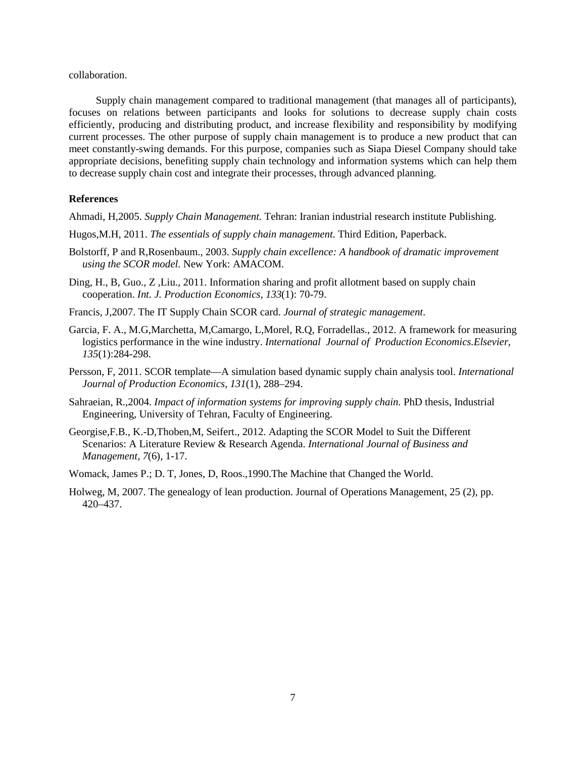collaboration.

Supply chain management compared to traditional management (that manages all of participants), focuses on relations between participants and looks for solutions to decrease supply chain costs efficiently, producing and distributing product, and increase flexibility and responsibility by modifying current processes. The other purpose of supply chain management is to produce a new product that can meet constantly-swing demands. For this purpose, companies such as Siapa Diesel Company should take appropriate decisions, benefiting supply chain technology and information systems which can help them to decrease supply chain cost and integrate their processes, through advanced planning.

**References**

Ahmadi, H,2005. *Supply Chain Management.* Tehran: Iranian industrial research institute Publishing.

Hugos,M.H, 2011. *The essentials of supply chain management.* Third Edition, Paperback.

Bolstorff, P and R,Rosenbaum., 2003. *Supply chain excellence: A handbook of dramatic improvement using the SCOR model.* New York: AMACOM.

Ding, H., B, Guo., Z ,Liu., 2011. Information sharing and profit allotment based on supply chain cooperation. *Int. J. Production Economics, 133*(1): 70-79.

Francis, J,2007. The IT Supply Chain SCOR card. *Journal of strategic management*.

Garcia, F. A., M.G,Marchetta, M,Camargo, L,Morel, R.Q, Forradellas., 2012. A framework for measuring logistics performance in the wine industry. *International Journal of Production Economics.Elsevier, 135*(1):284-298.

Persson, F, 2011. SCOR template—A simulation based dynamic supply chain analysis tool. *International Journal of Production Economics, 131*(1), 288–294.

Sahraeian, R.,2004. *Impact of information systems for improving supply chain.* PhD thesis, Industrial Engineering, University of Tehran, Faculty of Engineering.

Georgise,F.B., K.-D,Thoben,M, Seifert., 2012. Adapting the SCOR Model to Suit the Different Scenarios: A Literature Review & Research Agenda. *International Journal of Business and Management, 7*(6), 1-17.

Womack, James P.; D. T, Jones, D, Roos.,1990.The Machine that Changed the World.

Holweg, M, 2007. The genealogy of lean production. Journal of Operations Management, 25 (2), pp. 420–437.